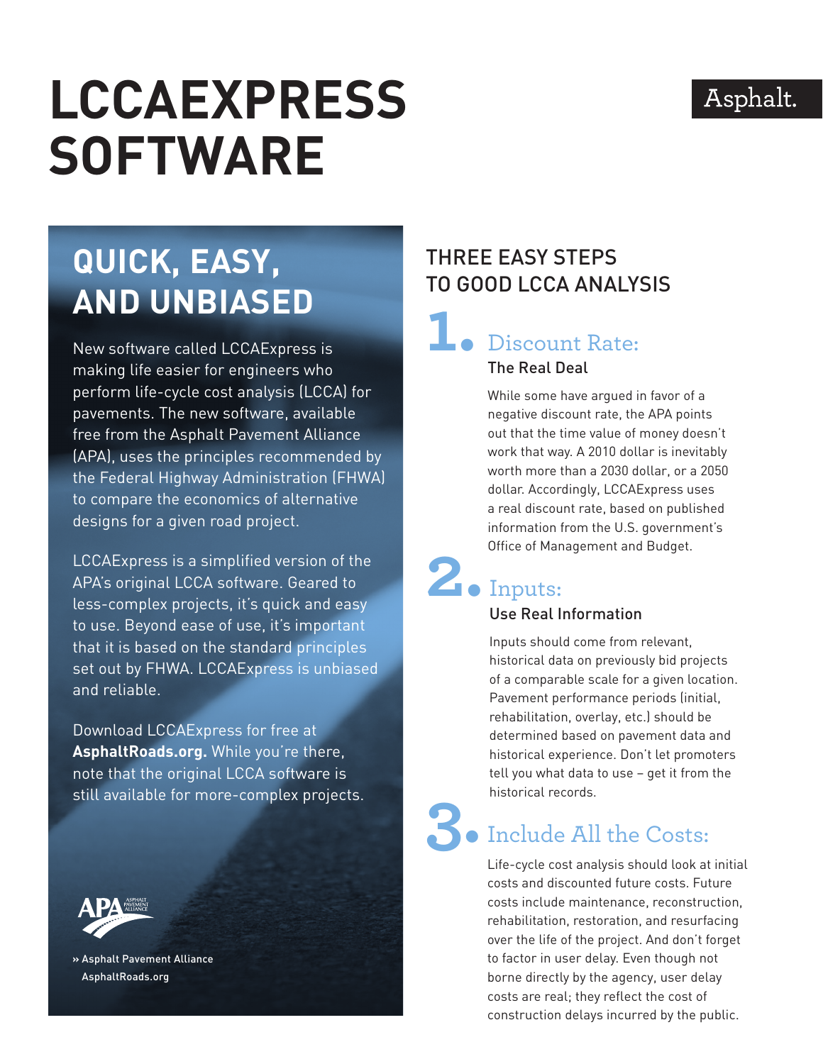# LCCAEXPRESS SOFTWARE

Asphalt.

## QUICK, EASY, AND UNBIASED

New software called LCCAExpress is making life easier for engineers who perform life-cycle cost analysis (LCCA) for pavements. The new software, available free from the Asphalt Pavement Alliance (APA), uses the principles recommended by the Federal Highway Administration (FHWA) to compare the economics of alternative designs for a given road project.

LCCAExpress is a simplified version of the APA's original LCCA software. Geared to less-complex projects, it's quick and easy to use. Beyond ease of use, it's important that it is based on the standard principles set out by FHWA. LCCAExpress is unbiased and reliable.

Download LCCAExpress for free at **AsphaltRoads.org.** While you're there, note that the original LCCA software is still available for more-complex projects.

» Asphalt Pavement Alliance
AsphaltRoads.org

## THREE EASY STEPS TO GOOD LCCA ANALYSIS

### 1. Discount Rate:

**The Real Deal**

While some have argued in favor of a negative discount rate, the APA points out that the time value of money doesn't work that way. A 2010 dollar is inevitably worth more than a 2030 dollar, or a 2050 dollar. Accordingly, LCCAExpress uses a real discount rate, based on published information from the U.S. government's Office of Management and Budget.

### 2. Inputs:

**Use Real Information**

Inputs should come from relevant, historical data on previously bid projects of a comparable scale for a given location. Pavement performance periods (initial, rehabilitation, overlay, etc.) should be determined based on pavement data and historical experience. Don't let promoters tell you what data to use – get it from the historical records.

### 3. Include All the Costs:

Life-cycle cost analysis should look at initial costs and discounted future costs. Future costs include maintenance, reconstruction, rehabilitation, restoration, and resurfacing over the life of the project. And don't forget to factor in user delay. Even though not borne directly by the agency, user delay costs are real; they reflect the cost of construction delays incurred by the public.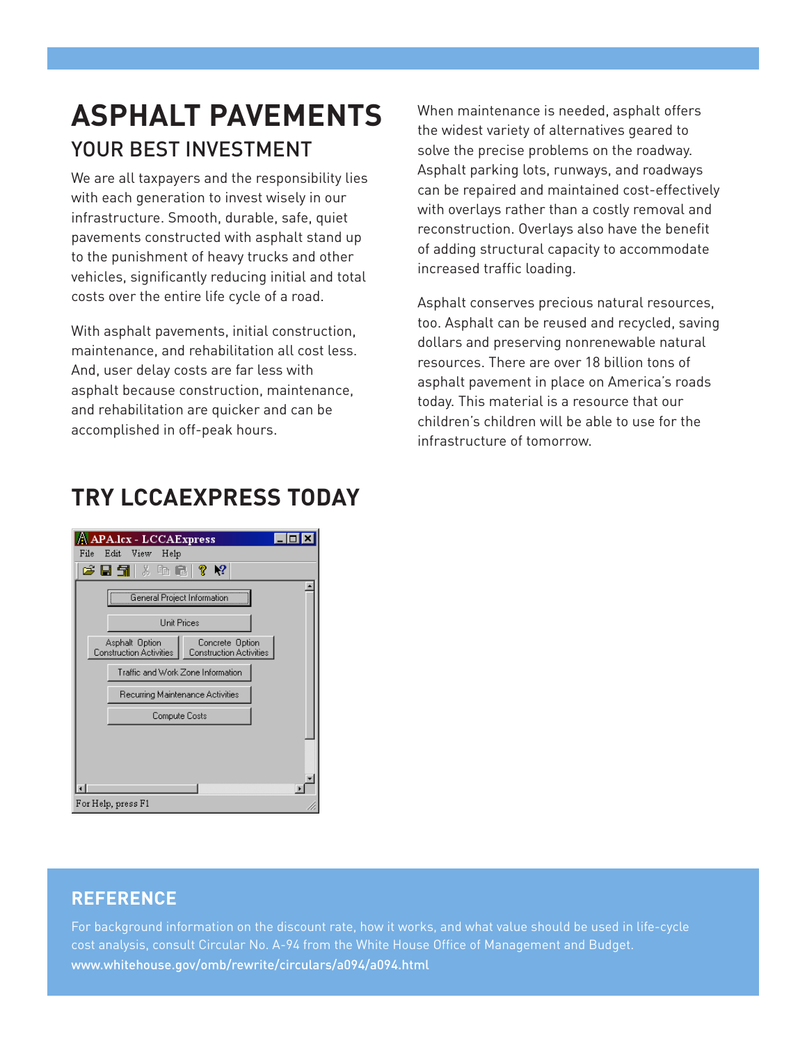# ASPHALT PAVEMENTS

## YOUR BEST INVESTMENT

We are all taxpayers and the responsibility lies with each generation to invest wisely in our infrastructure. Smooth, durable, safe, quiet pavements constructed with asphalt stand up to the punishment of heavy trucks and other vehicles, significantly reducing initial and total costs over the entire life cycle of a road.

With asphalt pavements, initial construction, maintenance, and rehabilitation all cost less. And, user delay costs are far less with asphalt because construction, maintenance, and rehabilitation are quicker and can be accomplished in off-peak hours.

When maintenance is needed, asphalt offers the widest variety of alternatives geared to solve the precise problems on the roadway. Asphalt parking lots, runways, and roadways can be repaired and maintained cost-effectively with overlays rather than a costly removal and reconstruction. Overlays also have the benefit of adding structural capacity to accommodate increased traffic loading.

Asphalt conserves precious natural resources, too. Asphalt can be reused and recycled, saving dollars and preserving nonrenewable natural resources. There are over 18 billion tons of asphalt pavement in place on America's roads today. This material is a resource that our children's children will be able to use for the infrastructure of tomorrow.

## TRY LCCAEXPRESS TODAY

APA.lcx - LCCAExpress

File Edit View Help

General Project Information

Unit Prices

Asphalt Option Construction Activities

Concrete Option Construction Activities

Traffic and Work Zone Information

Recurring Maintenance Activities

Compute Costs

For Help, press F1

## REFERENCE

For background information on the discount rate, how it works, and what value should be used in life-cycle cost analysis, consult Circular No. A-94 from the White House Office of Management and Budget.
www.whitehouse.gov/omb/rewrite/circulars/a094/a094.html